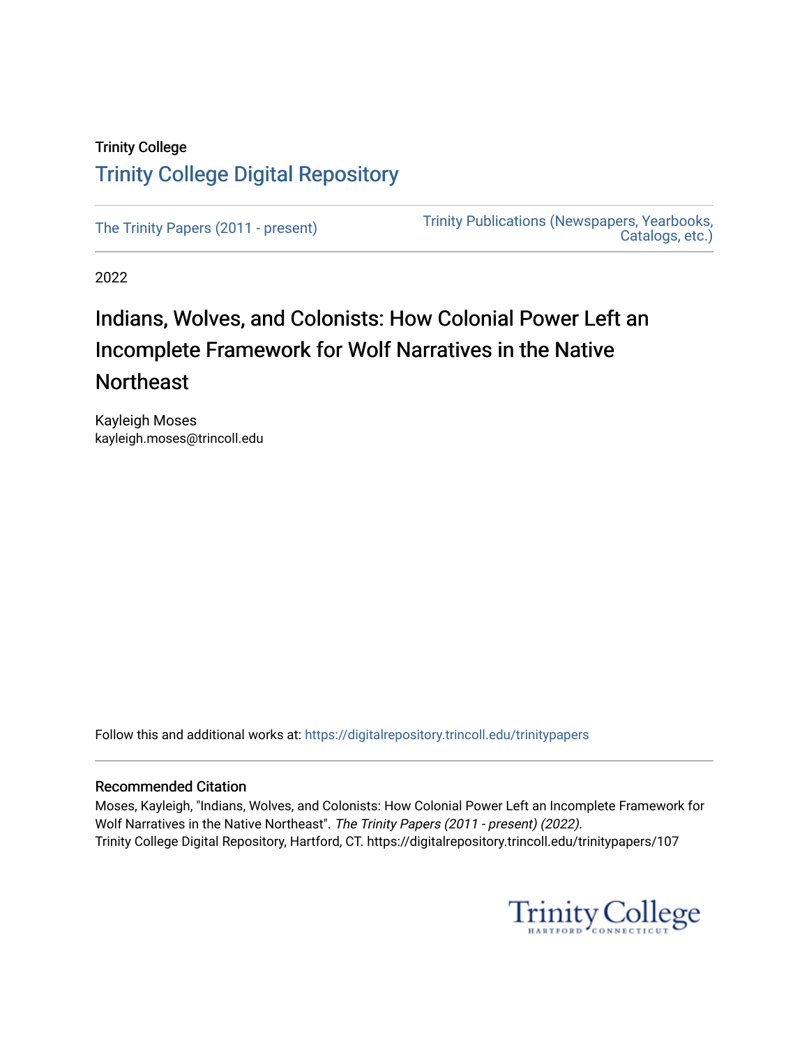Trinity College

# Trinity College Digital Repository

The Trinity Papers (2011 - present)

Trinity Publications (Newspapers, Yearbooks, Catalogs, etc.)

2022

## Indians, Wolves, and Colonists: How Colonial Power Left an Incomplete Framework for Wolf Narratives in the Native Northeast

Kayleigh Moses
kayleigh.moses@trincoll.edu

Follow this and additional works at: https://digitalrepository.trincoll.edu/trinitypapers

### Recommended Citation

Moses, Kayleigh, "Indians, Wolves, and Colonists: How Colonial Power Left an Incomplete Framework for Wolf Narratives in the Native Northeast". *The Trinity Papers (2011 - present) (2022).*
Trinity College Digital Repository, Hartford, CT. https://digitalrepository.trincoll.edu/trinitypapers/107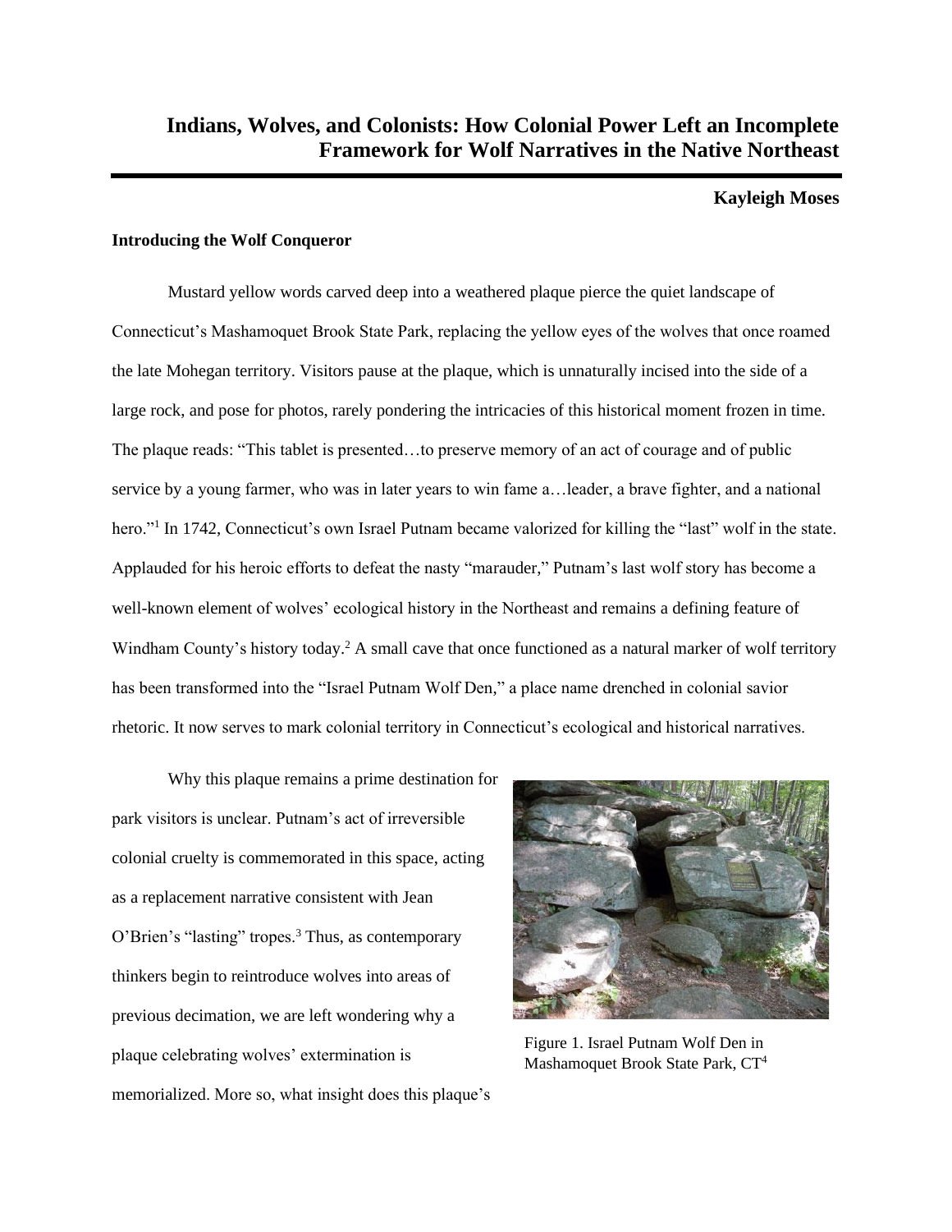# Indians, Wolves, and Colonists: How Colonial Power Left an Incomplete Framework for Wolf Narratives in the Native Northeast

**Kayleigh Moses**

### Introducing the Wolf Conqueror

Mustard yellow words carved deep into a weathered plaque pierce the quiet landscape of Connecticut's Mashamoquet Brook State Park, replacing the yellow eyes of the wolves that once roamed the late Mohegan territory. Visitors pause at the plaque, which is unnaturally incised into the side of a large rock, and pose for photos, rarely pondering the intricacies of this historical moment frozen in time. The plaque reads: "This tablet is presented…to preserve memory of an act of courage and of public service by a young farmer, who was in later years to win fame a…leader, a brave fighter, and a national hero."[1] In 1742, Connecticut's own Israel Putnam became valorized for killing the "last" wolf in the state. Applauded for his heroic efforts to defeat the nasty "marauder," Putnam's last wolf story has become a well-known element of wolves' ecological history in the Northeast and remains a defining feature of Windham County's history today.[2] A small cave that once functioned as a natural marker of wolf territory has been transformed into the "Israel Putnam Wolf Den," a place name drenched in colonial savior rhetoric. It now serves to mark colonial territory in Connecticut's ecological and historical narratives.

Why this plaque remains a prime destination for park visitors is unclear. Putnam's act of irreversible colonial cruelty is commemorated in this space, acting as a replacement narrative consistent with Jean O'Brien's "lasting" tropes.[3] Thus, as contemporary thinkers begin to reintroduce wolves into areas of previous decimation, we are left wondering why a plaque celebrating wolves' extermination is memorialized. More so, what insight does this plaque's

Figure 1. Israel Putnam Wolf Den in Mashamoquet Brook State Park, CT[4]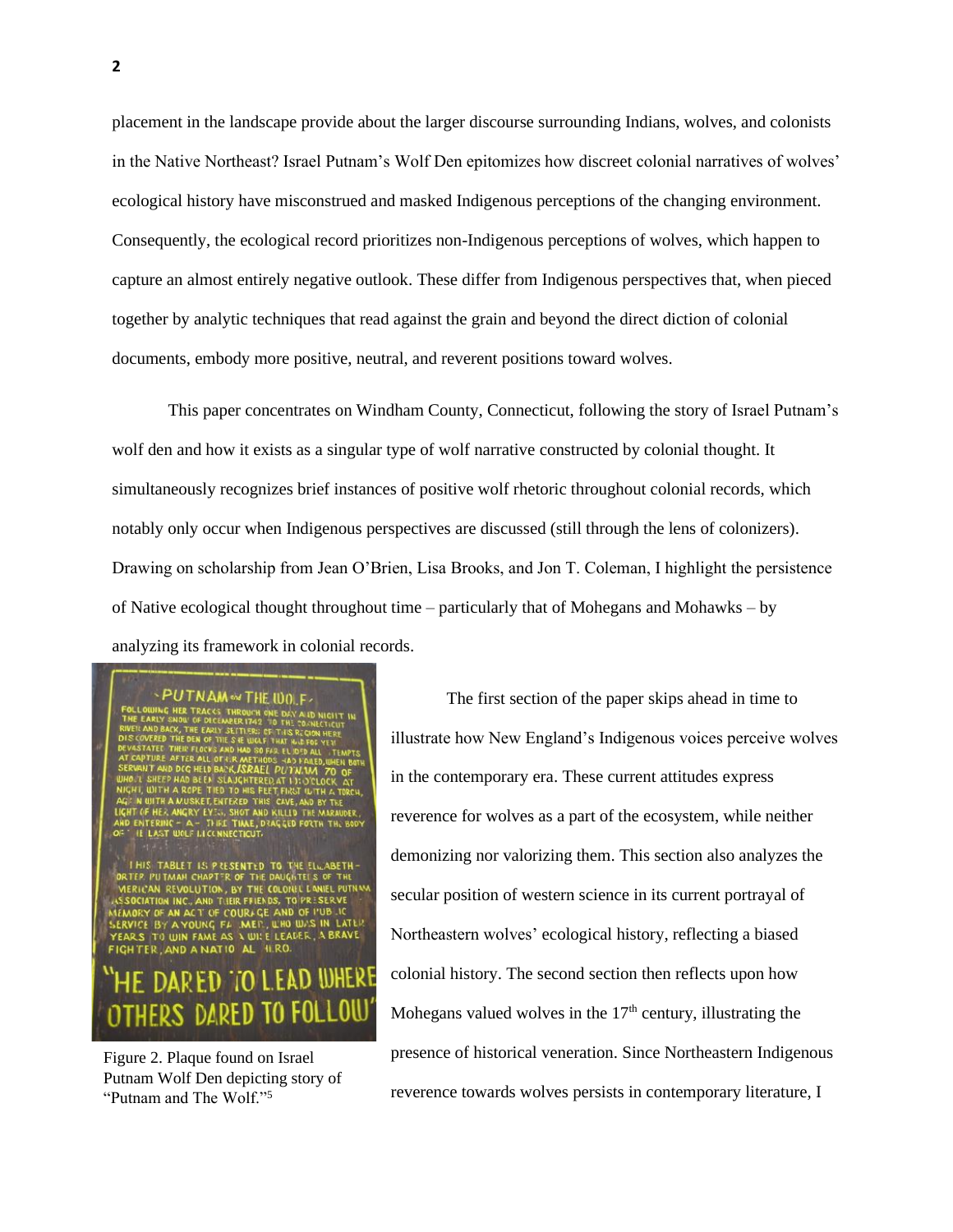placement in the landscape provide about the larger discourse surrounding Indians, wolves, and colonists in the Native Northeast? Israel Putnam's Wolf Den epitomizes how discreet colonial narratives of wolves' ecological history have misconstrued and masked Indigenous perceptions of the changing environment. Consequently, the ecological record prioritizes non-Indigenous perceptions of wolves, which happen to capture an almost entirely negative outlook. These differ from Indigenous perspectives that, when pieced together by analytic techniques that read against the grain and beyond the direct diction of colonial documents, embody more positive, neutral, and reverent positions toward wolves.

This paper concentrates on Windham County, Connecticut, following the story of Israel Putnam's wolf den and how it exists as a singular type of wolf narrative constructed by colonial thought. It simultaneously recognizes brief instances of positive wolf rhetoric throughout colonial records, which notably only occur when Indigenous perspectives are discussed (still through the lens of colonizers). Drawing on scholarship from Jean O'Brien, Lisa Brooks, and Jon T. Coleman, I highlight the persistence of Native ecological thought throughout time – particularly that of Mohegans and Mohawks – by analyzing its framework in colonial records.

Figure 2. Plaque found on Israel Putnam Wolf Den depicting story of "Putnam and The Wolf."[5]

The first section of the paper skips ahead in time to illustrate how New England's Indigenous voices perceive wolves in the contemporary era. These current attitudes express reverence for wolves as a part of the ecosystem, while neither demonizing nor valorizing them. This section also analyzes the secular position of western science in its current portrayal of Northeastern wolves' ecological history, reflecting a biased colonial history. The second section then reflects upon how Mohegans valued wolves in the 17th century, illustrating the presence of historical veneration. Since Northeastern Indigenous reverence towards wolves persists in contemporary literature, I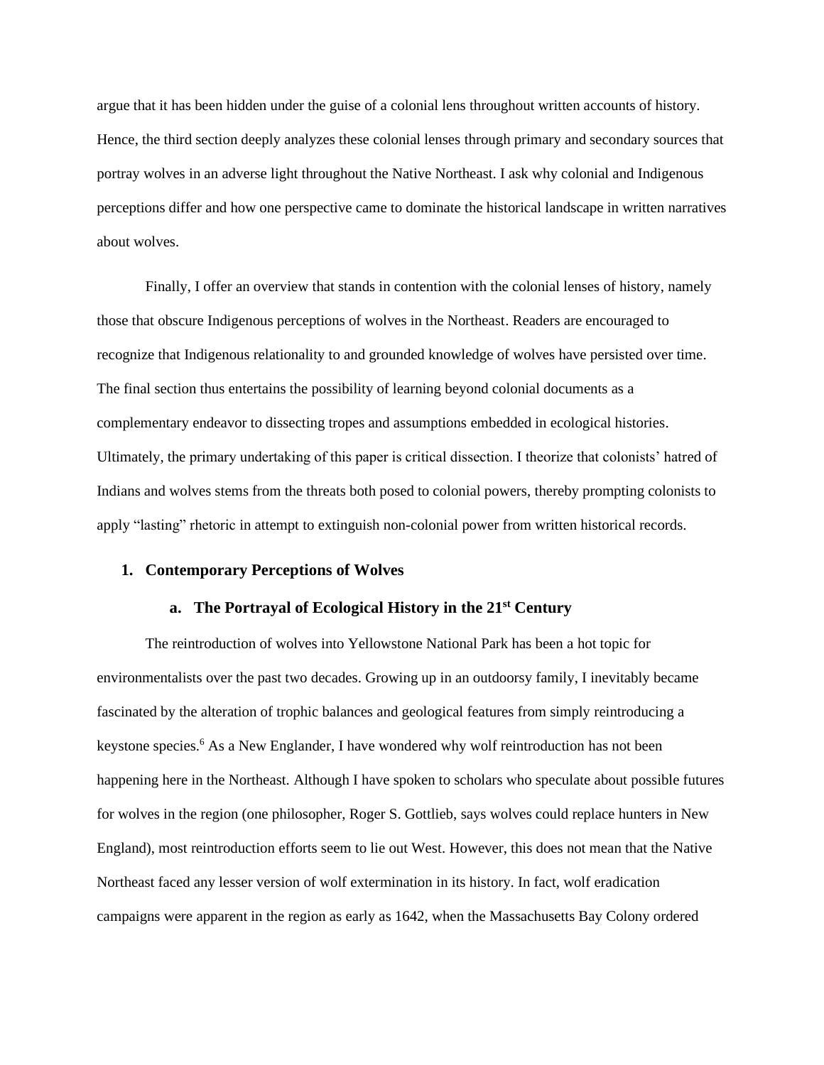argue that it has been hidden under the guise of a colonial lens throughout written accounts of history. Hence, the third section deeply analyzes these colonial lenses through primary and secondary sources that portray wolves in an adverse light throughout the Native Northeast. I ask why colonial and Indigenous perceptions differ and how one perspective came to dominate the historical landscape in written narratives about wolves.

Finally, I offer an overview that stands in contention with the colonial lenses of history, namely those that obscure Indigenous perceptions of wolves in the Northeast. Readers are encouraged to recognize that Indigenous relationality to and grounded knowledge of wolves have persisted over time. The final section thus entertains the possibility of learning beyond colonial documents as a complementary endeavor to dissecting tropes and assumptions embedded in ecological histories. Ultimately, the primary undertaking of this paper is critical dissection. I theorize that colonists' hatred of Indians and wolves stems from the threats both posed to colonial powers, thereby prompting colonists to apply "lasting" rhetoric in attempt to extinguish non-colonial power from written historical records.

## 1. Contemporary Perceptions of Wolves

### a. The Portrayal of Ecological History in the 21st Century

The reintroduction of wolves into Yellowstone National Park has been a hot topic for environmentalists over the past two decades. Growing up in an outdoorsy family, I inevitably became fascinated by the alteration of trophic balances and geological features from simply reintroducing a keystone species.[6] As a New Englander, I have wondered why wolf reintroduction has not been happening here in the Northeast. Although I have spoken to scholars who speculate about possible futures for wolves in the region (one philosopher, Roger S. Gottlieb, says wolves could replace hunters in New England), most reintroduction efforts seem to lie out West. However, this does not mean that the Native Northeast faced any lesser version of wolf extermination in its history. In fact, wolf eradication campaigns were apparent in the region as early as 1642, when the Massachusetts Bay Colony ordered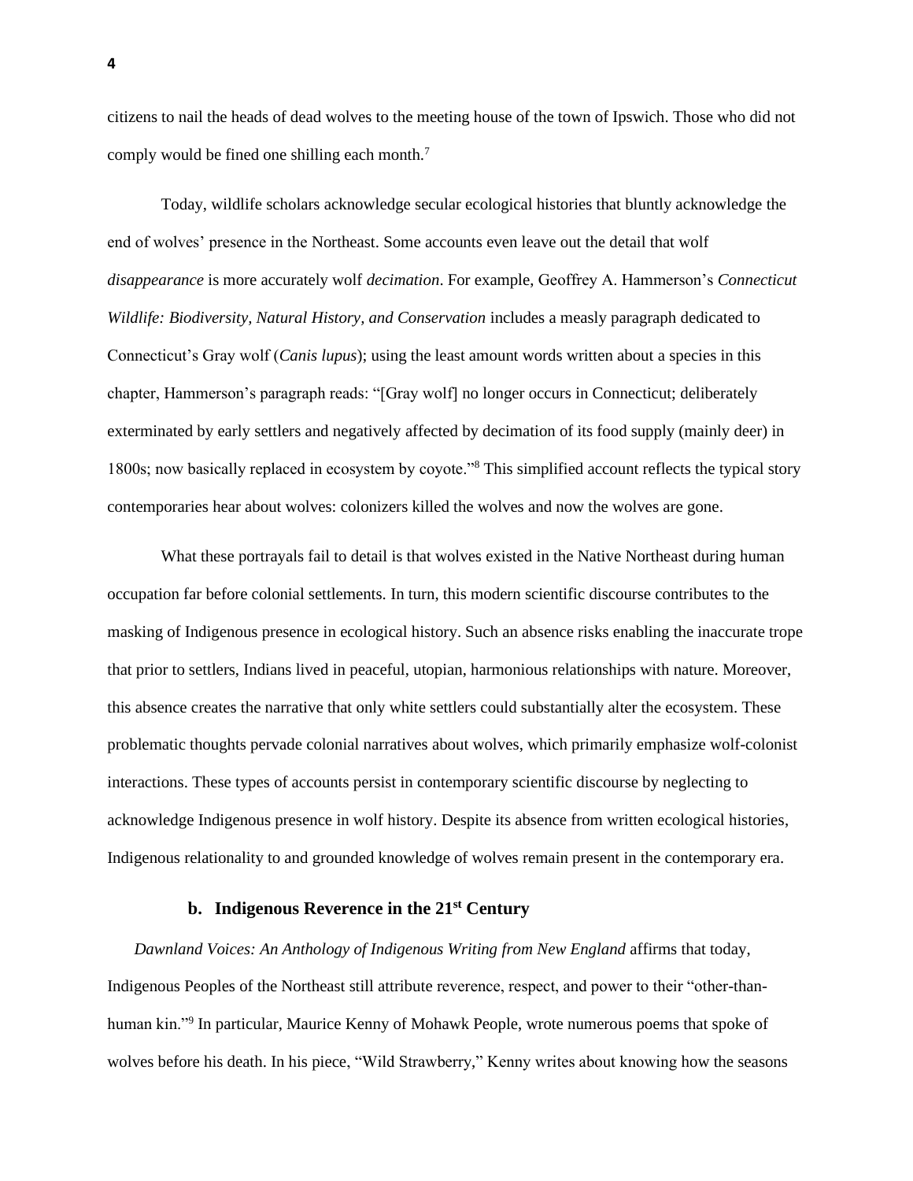citizens to nail the heads of dead wolves to the meeting house of the town of Ipswich. Those who did not comply would be fined one shilling each month.[7]

Today, wildlife scholars acknowledge secular ecological histories that bluntly acknowledge the end of wolves' presence in the Northeast. Some accounts even leave out the detail that wolf *disappearance* is more accurately wolf *decimation*. For example, Geoffrey A. Hammerson's *Connecticut Wildlife: Biodiversity, Natural History, and Conservation* includes a measly paragraph dedicated to Connecticut's Gray wolf (*Canis lupus*); using the least amount words written about a species in this chapter, Hammerson's paragraph reads: "[Gray wolf] no longer occurs in Connecticut; deliberately exterminated by early settlers and negatively affected by decimation of its food supply (mainly deer) in 1800s; now basically replaced in ecosystem by coyote."[8] This simplified account reflects the typical story contemporaries hear about wolves: colonizers killed the wolves and now the wolves are gone.

What these portrayals fail to detail is that wolves existed in the Native Northeast during human occupation far before colonial settlements. In turn, this modern scientific discourse contributes to the masking of Indigenous presence in ecological history. Such an absence risks enabling the inaccurate trope that prior to settlers, Indians lived in peaceful, utopian, harmonious relationships with nature. Moreover, this absence creates the narrative that only white settlers could substantially alter the ecosystem. These problematic thoughts pervade colonial narratives about wolves, which primarily emphasize wolf-colonist interactions. These types of accounts persist in contemporary scientific discourse by neglecting to acknowledge Indigenous presence in wolf history. Despite its absence from written ecological histories, Indigenous relationality to and grounded knowledge of wolves remain present in the contemporary era.

### b. Indigenous Reverence in the 21st Century

*Dawnland Voices: An Anthology of Indigenous Writing from New England* affirms that today, Indigenous Peoples of the Northeast still attribute reverence, respect, and power to their "other-than-human kin."[9] In particular, Maurice Kenny of Mohawk People, wrote numerous poems that spoke of wolves before his death. In his piece, "Wild Strawberry," Kenny writes about knowing how the seasons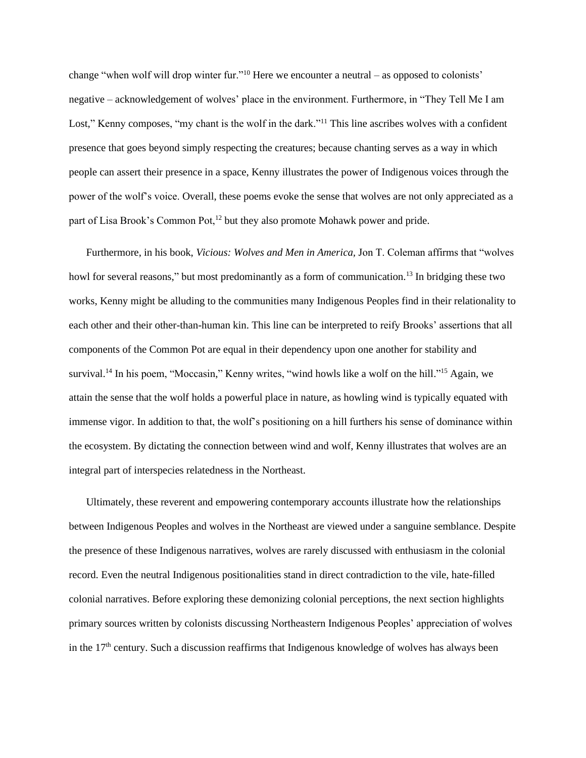change "when wolf will drop winter fur."[10] Here we encounter a neutral – as opposed to colonists' negative – acknowledgement of wolves' place in the environment. Furthermore, in "They Tell Me I am Lost," Kenny composes, "my chant is the wolf in the dark."[11] This line ascribes wolves with a confident presence that goes beyond simply respecting the creatures; because chanting serves as a way in which people can assert their presence in a space, Kenny illustrates the power of Indigenous voices through the power of the wolf's voice. Overall, these poems evoke the sense that wolves are not only appreciated as a part of Lisa Brook's Common Pot,[12] but they also promote Mohawk power and pride.

Furthermore, in his book, *Vicious: Wolves and Men in America*, Jon T. Coleman affirms that "wolves howl for several reasons," but most predominantly as a form of communication.[13] In bridging these two works, Kenny might be alluding to the communities many Indigenous Peoples find in their relationality to each other and their other-than-human kin. This line can be interpreted to reify Brooks' assertions that all components of the Common Pot are equal in their dependency upon one another for stability and survival.[14] In his poem, "Moccasin," Kenny writes, "wind howls like a wolf on the hill."[15] Again, we attain the sense that the wolf holds a powerful place in nature, as howling wind is typically equated with immense vigor. In addition to that, the wolf's positioning on a hill furthers his sense of dominance within the ecosystem. By dictating the connection between wind and wolf, Kenny illustrates that wolves are an integral part of interspecies relatedness in the Northeast.

Ultimately, these reverent and empowering contemporary accounts illustrate how the relationships between Indigenous Peoples and wolves in the Northeast are viewed under a sanguine semblance. Despite the presence of these Indigenous narratives, wolves are rarely discussed with enthusiasm in the colonial record. Even the neutral Indigenous positionalities stand in direct contradiction to the vile, hate-filled colonial narratives. Before exploring these demonizing colonial perceptions, the next section highlights primary sources written by colonists discussing Northeastern Indigenous Peoples' appreciation of wolves in the 17th century. Such a discussion reaffirms that Indigenous knowledge of wolves has always been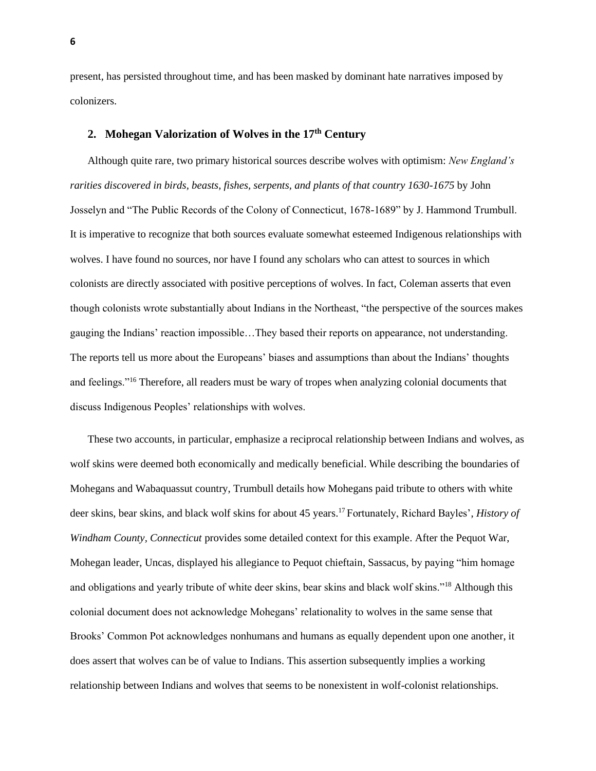present, has persisted throughout time, and has been masked by dominant hate narratives imposed by colonizers.

## 2. Mohegan Valorization of Wolves in the 17th Century

Although quite rare, two primary historical sources describe wolves with optimism: *New England's rarities discovered in birds, beasts, fishes, serpents, and plants of that country 1630-1675* by John Josselyn and "The Public Records of the Colony of Connecticut, 1678-1689" by J. Hammond Trumbull. It is imperative to recognize that both sources evaluate somewhat esteemed Indigenous relationships with wolves. I have found no sources, nor have I found any scholars who can attest to sources in which colonists are directly associated with positive perceptions of wolves. In fact, Coleman asserts that even though colonists wrote substantially about Indians in the Northeast, "the perspective of the sources makes gauging the Indians' reaction impossible…They based their reports on appearance, not understanding. The reports tell us more about the Europeans' biases and assumptions than about the Indians' thoughts and feelings."[16] Therefore, all readers must be wary of tropes when analyzing colonial documents that discuss Indigenous Peoples' relationships with wolves.

These two accounts, in particular, emphasize a reciprocal relationship between Indians and wolves, as wolf skins were deemed both economically and medically beneficial. While describing the boundaries of Mohegans and Wabaquassut country, Trumbull details how Mohegans paid tribute to others with white deer skins, bear skins, and black wolf skins for about 45 years.[17] Fortunately, Richard Bayles', *History of Windham County, Connecticut* provides some detailed context for this example. After the Pequot War, Mohegan leader, Uncas, displayed his allegiance to Pequot chieftain, Sassacus, by paying "him homage and obligations and yearly tribute of white deer skins, bear skins and black wolf skins."[18] Although this colonial document does not acknowledge Mohegans' relationality to wolves in the same sense that Brooks' Common Pot acknowledges nonhumans and humans as equally dependent upon one another, it does assert that wolves can be of value to Indians. This assertion subsequently implies a working relationship between Indians and wolves that seems to be nonexistent in wolf-colonist relationships.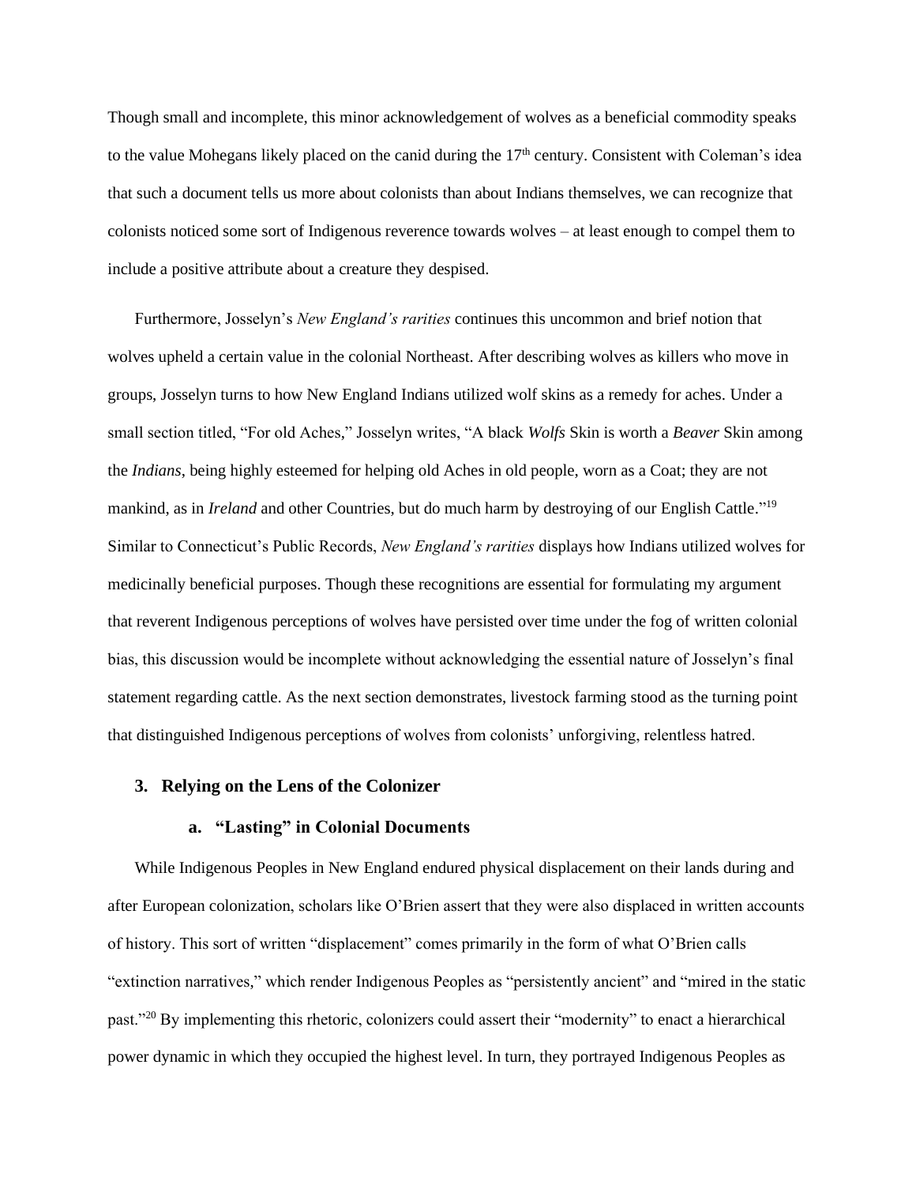Though small and incomplete, this minor acknowledgement of wolves as a beneficial commodity speaks to the value Mohegans likely placed on the canid during the 17th century. Consistent with Coleman's idea that such a document tells us more about colonists than about Indians themselves, we can recognize that colonists noticed some sort of Indigenous reverence towards wolves – at least enough to compel them to include a positive attribute about a creature they despised.

Furthermore, Josselyn's *New England's rarities* continues this uncommon and brief notion that wolves upheld a certain value in the colonial Northeast. After describing wolves as killers who move in groups, Josselyn turns to how New England Indians utilized wolf skins as a remedy for aches. Under a small section titled, "For old Aches," Josselyn writes, "A black *Wolfs* Skin is worth a *Beaver* Skin among the *Indians*, being highly esteemed for helping old Aches in old people, worn as a Coat; they are not mankind, as in *Ireland* and other Countries, but do much harm by destroying of our English Cattle."[19] Similar to Connecticut's Public Records, *New England's rarities* displays how Indians utilized wolves for medicinally beneficial purposes. Though these recognitions are essential for formulating my argument that reverent Indigenous perceptions of wolves have persisted over time under the fog of written colonial bias, this discussion would be incomplete without acknowledging the essential nature of Josselyn's final statement regarding cattle. As the next section demonstrates, livestock farming stood as the turning point that distinguished Indigenous perceptions of wolves from colonists' unforgiving, relentless hatred.

## 3. Relying on the Lens of the Colonizer

### a. "Lasting" in Colonial Documents

While Indigenous Peoples in New England endured physical displacement on their lands during and after European colonization, scholars like O'Brien assert that they were also displaced in written accounts of history. This sort of written "displacement" comes primarily in the form of what O'Brien calls "extinction narratives," which render Indigenous Peoples as "persistently ancient" and "mired in the static past."[20] By implementing this rhetoric, colonizers could assert their "modernity" to enact a hierarchical power dynamic in which they occupied the highest level. In turn, they portrayed Indigenous Peoples as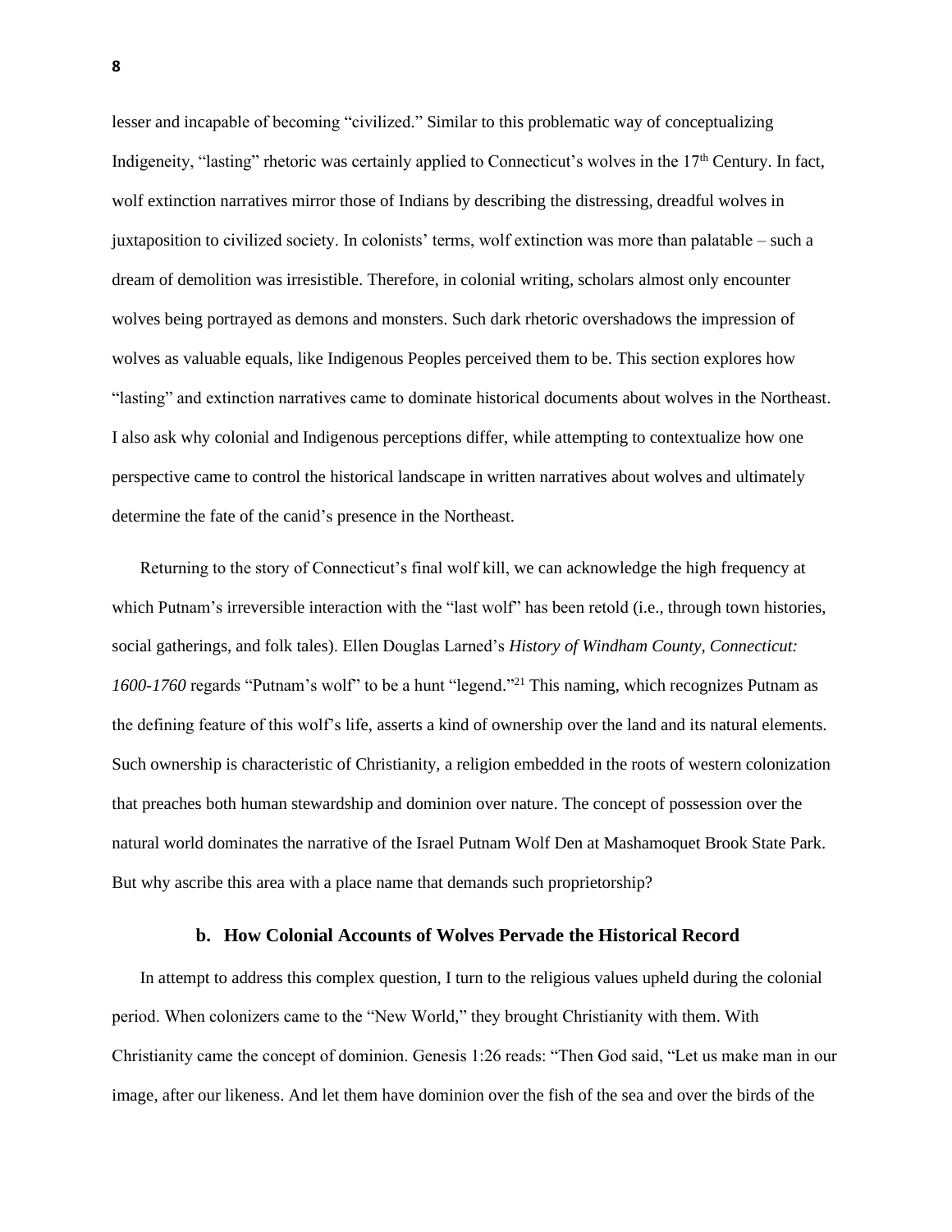lesser and incapable of becoming "civilized." Similar to this problematic way of conceptualizing Indigeneity, "lasting" rhetoric was certainly applied to Connecticut's wolves in the 17th Century. In fact, wolf extinction narratives mirror those of Indians by describing the distressing, dreadful wolves in juxtaposition to civilized society. In colonists' terms, wolf extinction was more than palatable – such a dream of demolition was irresistible. Therefore, in colonial writing, scholars almost only encounter wolves being portrayed as demons and monsters. Such dark rhetoric overshadows the impression of wolves as valuable equals, like Indigenous Peoples perceived them to be. This section explores how "lasting" and extinction narratives came to dominate historical documents about wolves in the Northeast. I also ask why colonial and Indigenous perceptions differ, while attempting to contextualize how one perspective came to control the historical landscape in written narratives about wolves and ultimately determine the fate of the canid's presence in the Northeast.

Returning to the story of Connecticut's final wolf kill, we can acknowledge the high frequency at which Putnam's irreversible interaction with the "last wolf" has been retold (i.e., through town histories, social gatherings, and folk tales). Ellen Douglas Larned's *History of Windham County, Connecticut: 1600-1760* regards "Putnam's wolf" to be a hunt "legend."[21] This naming, which recognizes Putnam as the defining feature of this wolf's life, asserts a kind of ownership over the land and its natural elements. Such ownership is characteristic of Christianity, a religion embedded in the roots of western colonization that preaches both human stewardship and dominion over nature. The concept of possession over the natural world dominates the narrative of the Israel Putnam Wolf Den at Mashamoquet Brook State Park. But why ascribe this area with a place name that demands such proprietorship?

### b. How Colonial Accounts of Wolves Pervade the Historical Record

In attempt to address this complex question, I turn to the religious values upheld during the colonial period. When colonizers came to the "New World," they brought Christianity with them. With Christianity came the concept of dominion. Genesis 1:26 reads: "Then God said, "Let us make man in our image, after our likeness. And let them have dominion over the fish of the sea and over the birds of the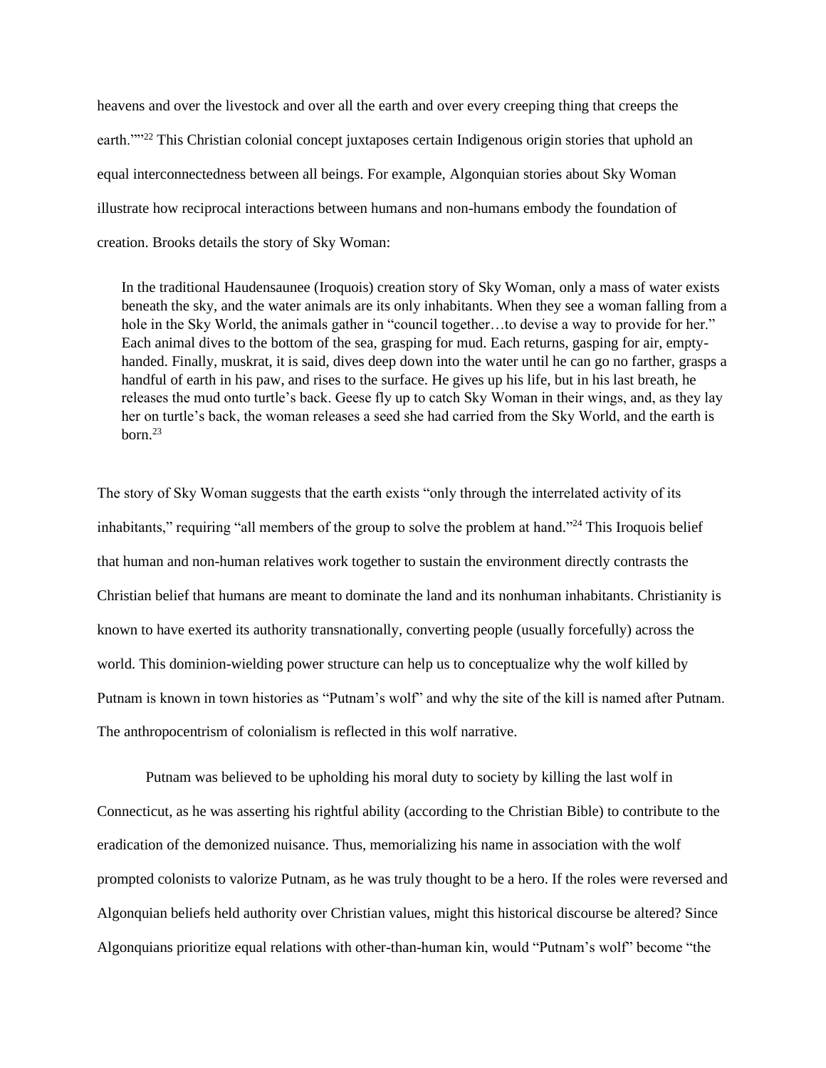heavens and over the livestock and over all the earth and over every creeping thing that creeps the earth.""[22] This Christian colonial concept juxtaposes certain Indigenous origin stories that uphold an equal interconnectedness between all beings. For example, Algonquian stories about Sky Woman illustrate how reciprocal interactions between humans and non-humans embody the foundation of creation. Brooks details the story of Sky Woman:

> In the traditional Haudensaunee (Iroquois) creation story of Sky Woman, only a mass of water exists beneath the sky, and the water animals are its only inhabitants. When they see a woman falling from a hole in the Sky World, the animals gather in "council together…to devise a way to provide for her." Each animal dives to the bottom of the sea, grasping for mud. Each returns, gasping for air, empty-handed. Finally, muskrat, it is said, dives deep down into the water until he can go no farther, grasps a handful of earth in his paw, and rises to the surface. He gives up his life, but in his last breath, he releases the mud onto turtle's back. Geese fly up to catch Sky Woman in their wings, and, as they lay her on turtle's back, the woman releases a seed she had carried from the Sky World, and the earth is born.[23]

The story of Sky Woman suggests that the earth exists "only through the interrelated activity of its inhabitants," requiring "all members of the group to solve the problem at hand."[24] This Iroquois belief that human and non-human relatives work together to sustain the environment directly contrasts the Christian belief that humans are meant to dominate the land and its nonhuman inhabitants. Christianity is known to have exerted its authority transnationally, converting people (usually forcefully) across the world. This dominion-wielding power structure can help us to conceptualize why the wolf killed by Putnam is known in town histories as "Putnam's wolf" and why the site of the kill is named after Putnam. The anthropocentrism of colonialism is reflected in this wolf narrative.

Putnam was believed to be upholding his moral duty to society by killing the last wolf in Connecticut, as he was asserting his rightful ability (according to the Christian Bible) to contribute to the eradication of the demonized nuisance. Thus, memorializing his name in association with the wolf prompted colonists to valorize Putnam, as he was truly thought to be a hero. If the roles were reversed and Algonquian beliefs held authority over Christian values, might this historical discourse be altered? Since Algonquians prioritize equal relations with other-than-human kin, would "Putnam's wolf" become "the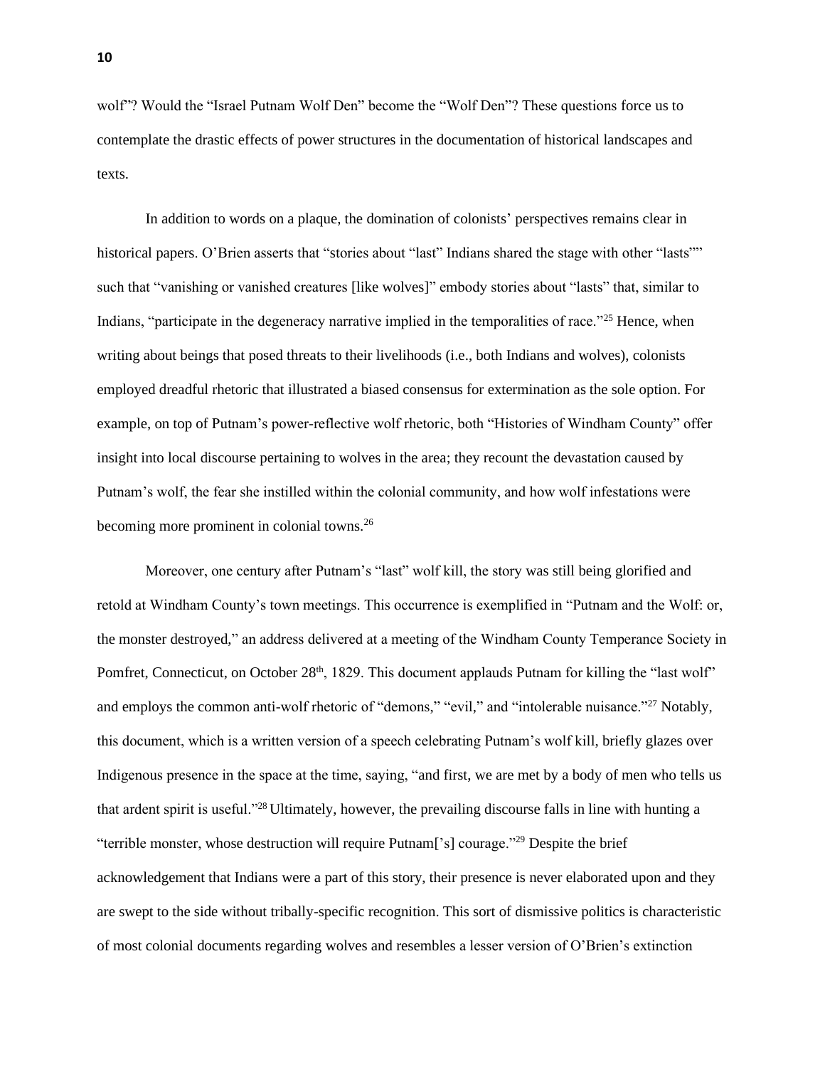wolf"? Would the "Israel Putnam Wolf Den" become the "Wolf Den"? These questions force us to contemplate the drastic effects of power structures in the documentation of historical landscapes and texts.

In addition to words on a plaque, the domination of colonists' perspectives remains clear in historical papers. O'Brien asserts that "stories about "last" Indians shared the stage with other "lasts"" such that "vanishing or vanished creatures [like wolves]" embody stories about "lasts" that, similar to Indians, "participate in the degeneracy narrative implied in the temporalities of race."[25] Hence, when writing about beings that posed threats to their livelihoods (i.e., both Indians and wolves), colonists employed dreadful rhetoric that illustrated a biased consensus for extermination as the sole option. For example, on top of Putnam's power-reflective wolf rhetoric, both "Histories of Windham County" offer insight into local discourse pertaining to wolves in the area; they recount the devastation caused by Putnam's wolf, the fear she instilled within the colonial community, and how wolf infestations were becoming more prominent in colonial towns.[26]

Moreover, one century after Putnam's "last" wolf kill, the story was still being glorified and retold at Windham County's town meetings. This occurrence is exemplified in "Putnam and the Wolf: or, the monster destroyed," an address delivered at a meeting of the Windham County Temperance Society in Pomfret, Connecticut, on October 28th, 1829. This document applauds Putnam for killing the "last wolf" and employs the common anti-wolf rhetoric of "demons," "evil," and "intolerable nuisance."[27] Notably, this document, which is a written version of a speech celebrating Putnam's wolf kill, briefly glazes over Indigenous presence in the space at the time, saying, "and first, we are met by a body of men who tells us that ardent spirit is useful."[28] Ultimately, however, the prevailing discourse falls in line with hunting a "terrible monster, whose destruction will require Putnam['s] courage."[29] Despite the brief acknowledgement that Indians were a part of this story, their presence is never elaborated upon and they are swept to the side without tribally-specific recognition. This sort of dismissive politics is characteristic of most colonial documents regarding wolves and resembles a lesser version of O'Brien's extinction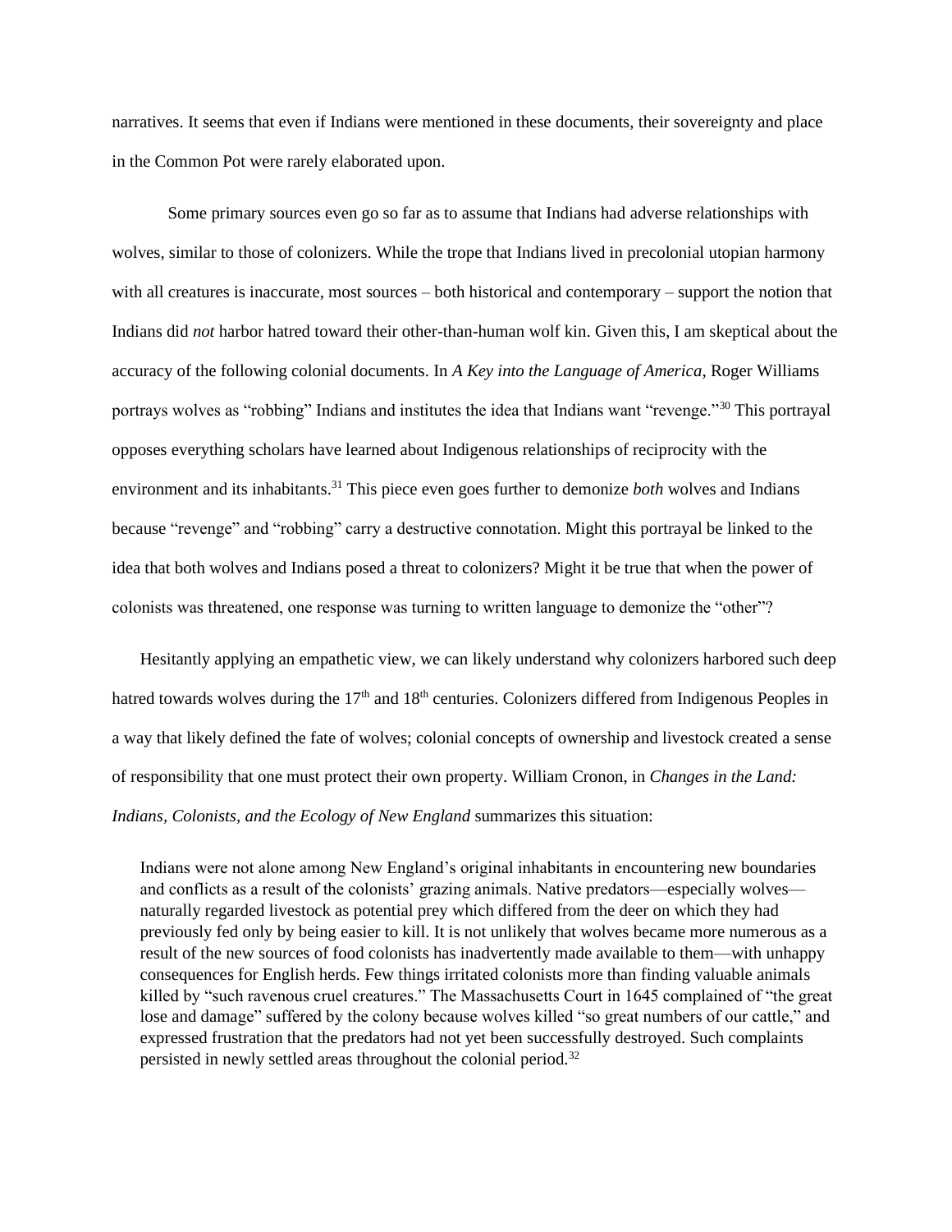narratives. It seems that even if Indians were mentioned in these documents, their sovereignty and place in the Common Pot were rarely elaborated upon.

Some primary sources even go so far as to assume that Indians had adverse relationships with wolves, similar to those of colonizers. While the trope that Indians lived in precolonial utopian harmony with all creatures is inaccurate, most sources – both historical and contemporary – support the notion that Indians did *not* harbor hatred toward their other-than-human wolf kin. Given this, I am skeptical about the accuracy of the following colonial documents. In *A Key into the Language of America*, Roger Williams portrays wolves as "robbing" Indians and institutes the idea that Indians want "revenge."[30] This portrayal opposes everything scholars have learned about Indigenous relationships of reciprocity with the environment and its inhabitants.[31] This piece even goes further to demonize *both* wolves and Indians because "revenge" and "robbing" carry a destructive connotation. Might this portrayal be linked to the idea that both wolves and Indians posed a threat to colonizers? Might it be true that when the power of colonists was threatened, one response was turning to written language to demonize the "other"?

Hesitantly applying an empathetic view, we can likely understand why colonizers harbored such deep hatred towards wolves during the 17th and 18th centuries. Colonizers differed from Indigenous Peoples in a way that likely defined the fate of wolves; colonial concepts of ownership and livestock created a sense of responsibility that one must protect their own property. William Cronon, in *Changes in the Land: Indians, Colonists, and the Ecology of New England* summarizes this situation:

> Indians were not alone among New England's original inhabitants in encountering new boundaries and conflicts as a result of the colonists' grazing animals. Native predators—especially wolves—naturally regarded livestock as potential prey which differed from the deer on which they had previously fed only by being easier to kill. It is not unlikely that wolves became more numerous as a result of the new sources of food colonists has inadvertently made available to them—with unhappy consequences for English herds. Few things irritated colonists more than finding valuable animals killed by "such ravenous cruel creatures." The Massachusetts Court in 1645 complained of "the great lose and damage" suffered by the colony because wolves killed "so great numbers of our cattle," and expressed frustration that the predators had not yet been successfully destroyed. Such complaints persisted in newly settled areas throughout the colonial period.[32]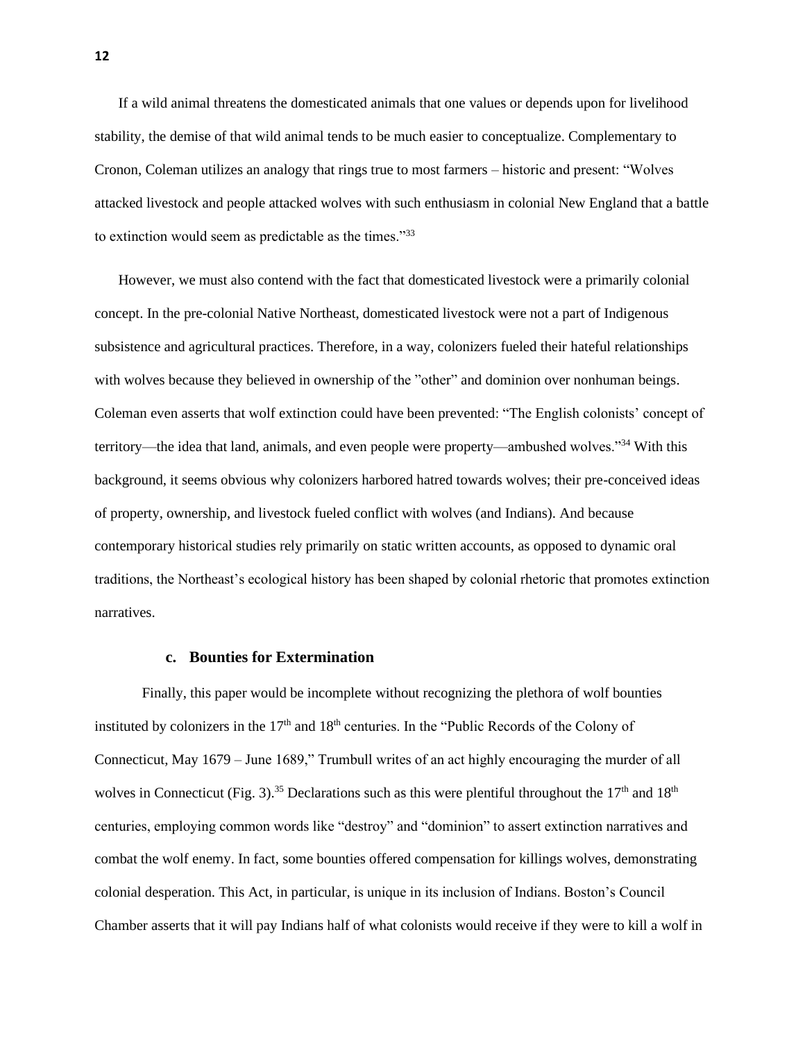If a wild animal threatens the domesticated animals that one values or depends upon for livelihood stability, the demise of that wild animal tends to be much easier to conceptualize. Complementary to Cronon, Coleman utilizes an analogy that rings true to most farmers – historic and present: "Wolves attacked livestock and people attacked wolves with such enthusiasm in colonial New England that a battle to extinction would seem as predictable as the times."[33]

However, we must also contend with the fact that domesticated livestock were a primarily colonial concept. In the pre-colonial Native Northeast, domesticated livestock were not a part of Indigenous subsistence and agricultural practices. Therefore, in a way, colonizers fueled their hateful relationships with wolves because they believed in ownership of the "other" and dominion over nonhuman beings. Coleman even asserts that wolf extinction could have been prevented: "The English colonists' concept of territory—the idea that land, animals, and even people were property—ambushed wolves."[34] With this background, it seems obvious why colonizers harbored hatred towards wolves; their pre-conceived ideas of property, ownership, and livestock fueled conflict with wolves (and Indians). And because contemporary historical studies rely primarily on static written accounts, as opposed to dynamic oral traditions, the Northeast's ecological history has been shaped by colonial rhetoric that promotes extinction narratives.

### c. Bounties for Extermination

Finally, this paper would be incomplete without recognizing the plethora of wolf bounties instituted by colonizers in the 17th and 18th centuries. In the "Public Records of the Colony of Connecticut, May 1679 – June 1689," Trumbull writes of an act highly encouraging the murder of all wolves in Connecticut (Fig. 3).[35] Declarations such as this were plentiful throughout the 17th and 18th centuries, employing common words like "destroy" and "dominion" to assert extinction narratives and combat the wolf enemy. In fact, some bounties offered compensation for killings wolves, demonstrating colonial desperation. This Act, in particular, is unique in its inclusion of Indians. Boston's Council Chamber asserts that it will pay Indians half of what colonists would receive if they were to kill a wolf in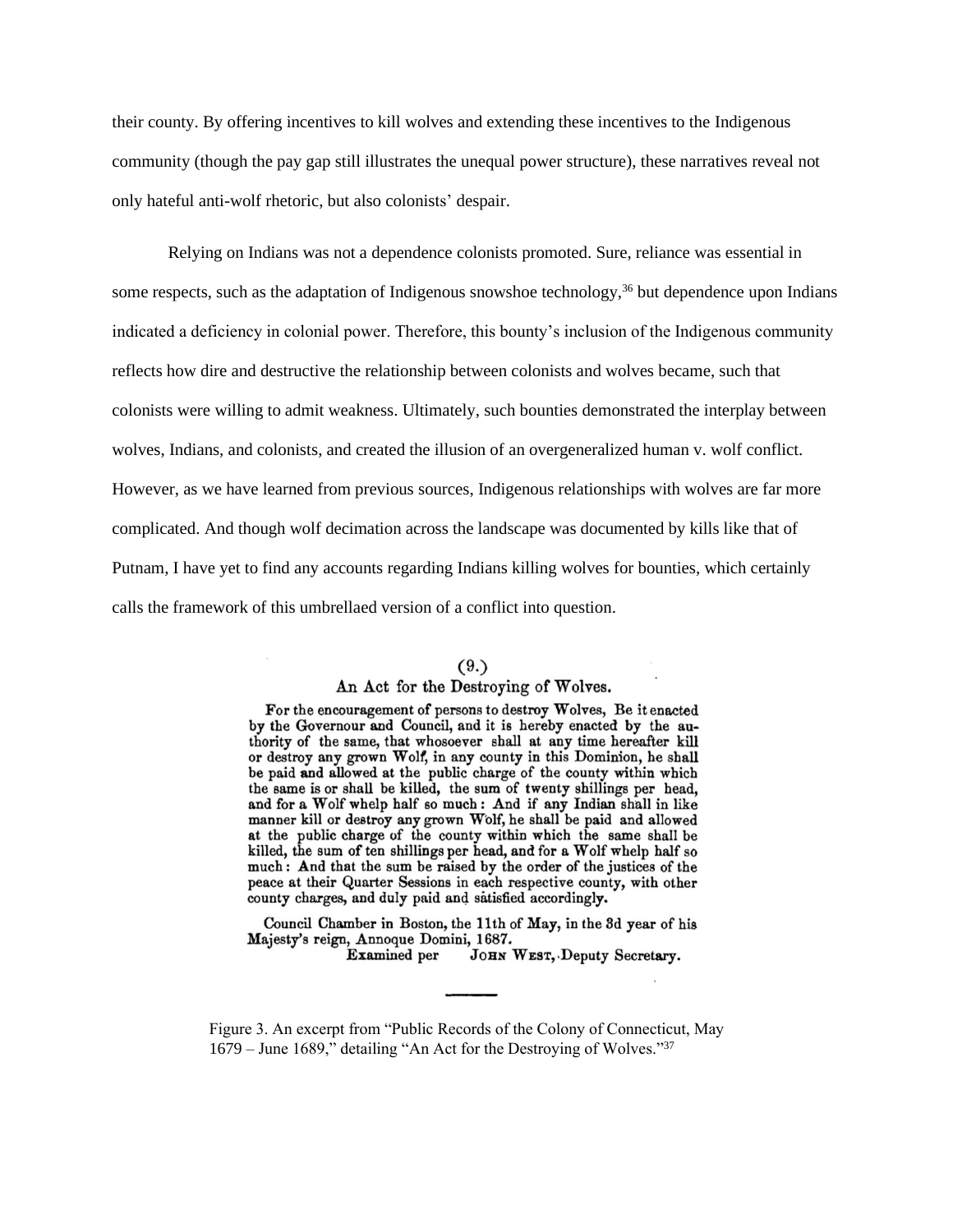their county. By offering incentives to kill wolves and extending these incentives to the Indigenous community (though the pay gap still illustrates the unequal power structure), these narratives reveal not only hateful anti-wolf rhetoric, but also colonists' despair.

Relying on Indians was not a dependence colonists promoted. Sure, reliance was essential in some respects, such as the adaptation of Indigenous snowshoe technology,[36] but dependence upon Indians indicated a deficiency in colonial power. Therefore, this bounty's inclusion of the Indigenous community reflects how dire and destructive the relationship between colonists and wolves became, such that colonists were willing to admit weakness. Ultimately, such bounties demonstrated the interplay between wolves, Indians, and colonists, and created the illusion of an overgeneralized human v. wolf conflict. However, as we have learned from previous sources, Indigenous relationships with wolves are far more complicated. And though wolf decimation across the landscape was documented by kills like that of Putnam, I have yet to find any accounts regarding Indians killing wolves for bounties, which certainly calls the framework of this umbrellaed version of a conflict into question.

(9.)

An Act for the Destroying of Wolves.

For the encouragement of persons to destroy Wolves, Be it enacted by the Governour and Council, and it is hereby enacted by the authority of the same, that whosoever shall at any time hereafter kill or destroy any grown Wolf, in any county in this Dominion, he shall be paid and allowed at the public charge of the county within which the same is or shall be killed, the sum of twenty shillings per head, and for a Wolf whelp half so much: And if any Indian shall in like manner kill or destroy any grown Wolf, he shall be paid and allowed at the public charge of the county within which the same shall be killed, the sum of ten shillings per head, and for a Wolf whelp half so much: And that the sum be raised by the order of the justices of the peace at their Quarter Sessions in each respective county, with other county charges, and duly paid and satisfied accordingly.

Council Chamber in Boston, the 11th of May, in the 3d year of his Majesty's reign, Annoque Domini, 1687.

Examined per JOHN WEST, Deputy Secretary.

Figure 3. An excerpt from "Public Records of the Colony of Connecticut, May 1679 – June 1689," detailing "An Act for the Destroying of Wolves."[37]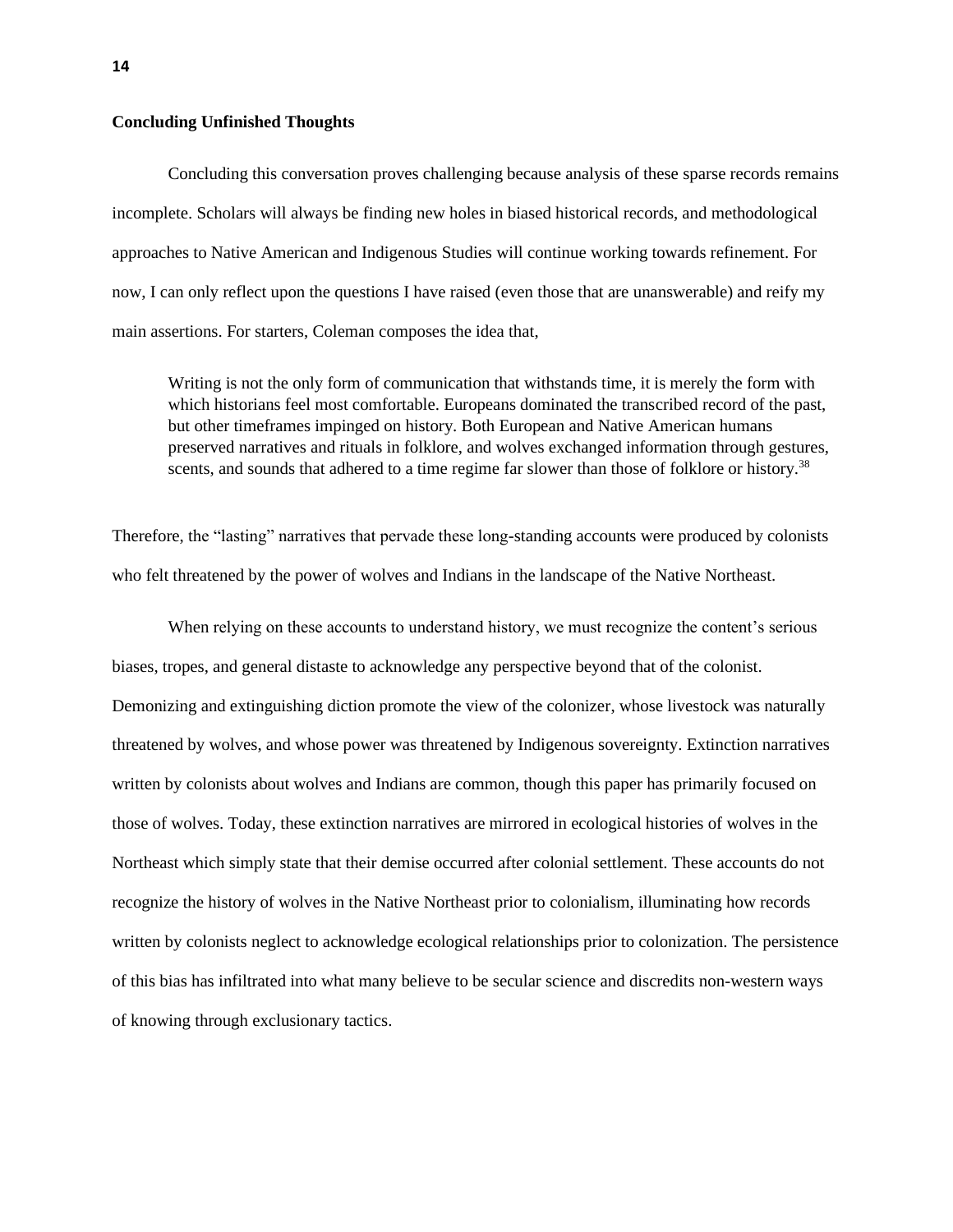## Concluding Unfinished Thoughts

Concluding this conversation proves challenging because analysis of these sparse records remains incomplete. Scholars will always be finding new holes in biased historical records, and methodological approaches to Native American and Indigenous Studies will continue working towards refinement. For now, I can only reflect upon the questions I have raised (even those that are unanswerable) and reify my main assertions. For starters, Coleman composes the idea that,

> Writing is not the only form of communication that withstands time, it is merely the form with which historians feel most comfortable. Europeans dominated the transcribed record of the past, but other timeframes impinged on history. Both European and Native American humans preserved narratives and rituals in folklore, and wolves exchanged information through gestures, scents, and sounds that adhered to a time regime far slower than those of folklore or history.[38]

Therefore, the "lasting" narratives that pervade these long-standing accounts were produced by colonists who felt threatened by the power of wolves and Indians in the landscape of the Native Northeast.

When relying on these accounts to understand history, we must recognize the content's serious biases, tropes, and general distaste to acknowledge any perspective beyond that of the colonist. Demonizing and extinguishing diction promote the view of the colonizer, whose livestock was naturally threatened by wolves, and whose power was threatened by Indigenous sovereignty. Extinction narratives written by colonists about wolves and Indians are common, though this paper has primarily focused on those of wolves. Today, these extinction narratives are mirrored in ecological histories of wolves in the Northeast which simply state that their demise occurred after colonial settlement. These accounts do not recognize the history of wolves in the Native Northeast prior to colonialism, illuminating how records written by colonists neglect to acknowledge ecological relationships prior to colonization. The persistence of this bias has infiltrated into what many believe to be secular science and discredits non-western ways of knowing through exclusionary tactics.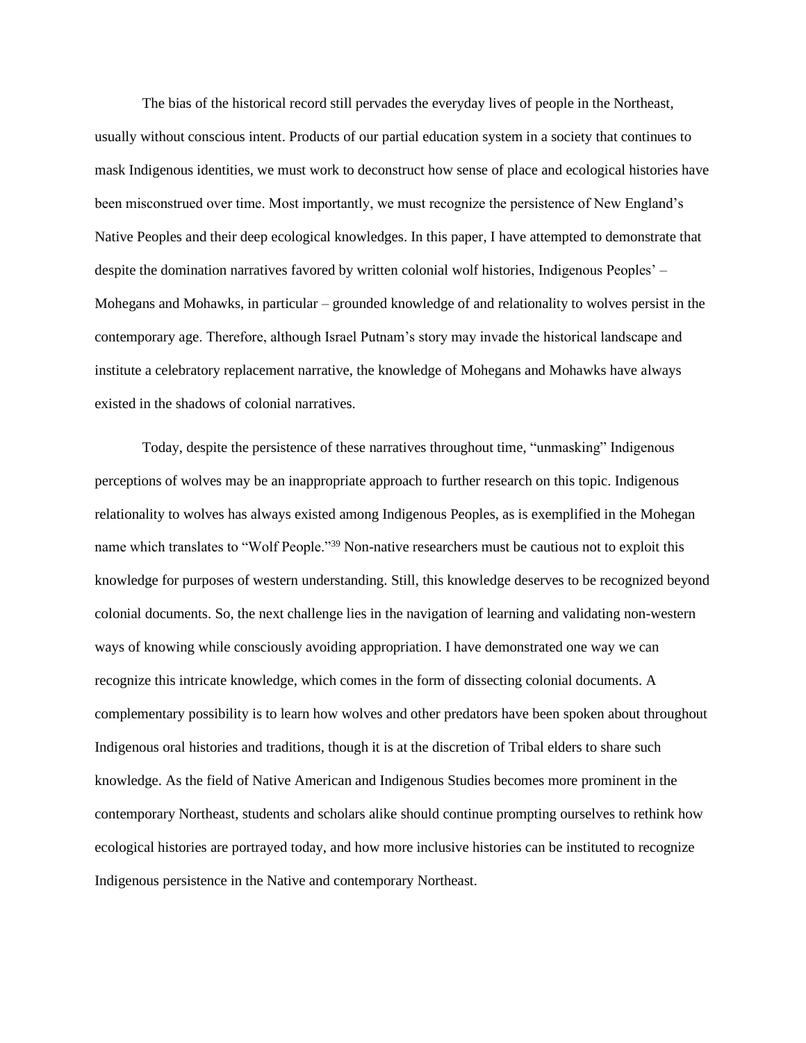The bias of the historical record still pervades the everyday lives of people in the Northeast, usually without conscious intent. Products of our partial education system in a society that continues to mask Indigenous identities, we must work to deconstruct how sense of place and ecological histories have been misconstrued over time. Most importantly, we must recognize the persistence of New England's Native Peoples and their deep ecological knowledges. In this paper, I have attempted to demonstrate that despite the domination narratives favored by written colonial wolf histories, Indigenous Peoples' – Mohegans and Mohawks, in particular – grounded knowledge of and relationality to wolves persist in the contemporary age. Therefore, although Israel Putnam's story may invade the historical landscape and institute a celebratory replacement narrative, the knowledge of Mohegans and Mohawks have always existed in the shadows of colonial narratives.

Today, despite the persistence of these narratives throughout time, "unmasking" Indigenous perceptions of wolves may be an inappropriate approach to further research on this topic. Indigenous relationality to wolves has always existed among Indigenous Peoples, as is exemplified in the Mohegan name which translates to "Wolf People."[39] Non-native researchers must be cautious not to exploit this knowledge for purposes of western understanding. Still, this knowledge deserves to be recognized beyond colonial documents. So, the next challenge lies in the navigation of learning and validating non-western ways of knowing while consciously avoiding appropriation. I have demonstrated one way we can recognize this intricate knowledge, which comes in the form of dissecting colonial documents. A complementary possibility is to learn how wolves and other predators have been spoken about throughout Indigenous oral histories and traditions, though it is at the discretion of Tribal elders to share such knowledge. As the field of Native American and Indigenous Studies becomes more prominent in the contemporary Northeast, students and scholars alike should continue prompting ourselves to rethink how ecological histories are portrayed today, and how more inclusive histories can be instituted to recognize Indigenous persistence in the Native and contemporary Northeast.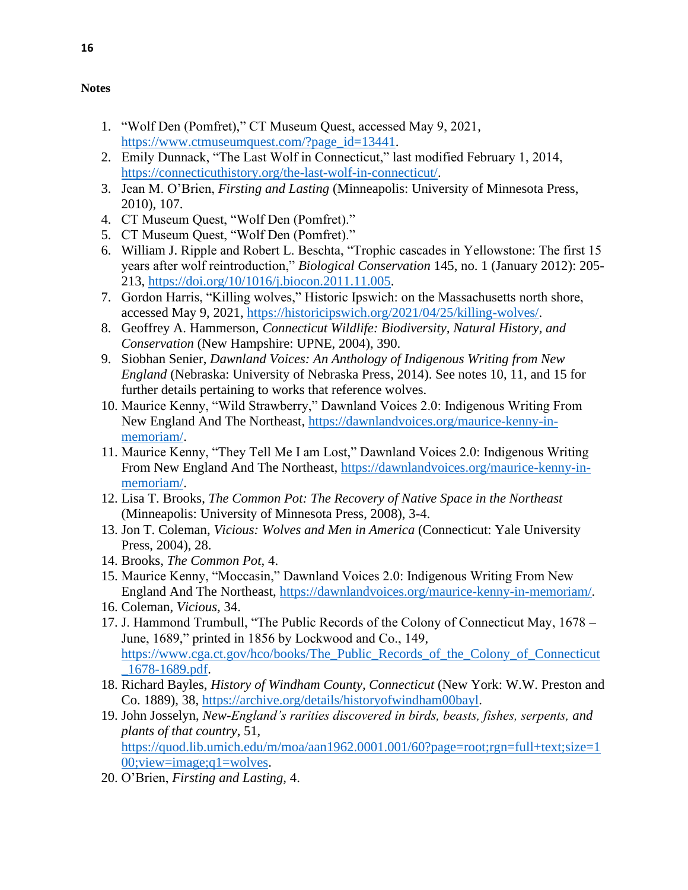**Notes**

1. "Wolf Den (Pomfret)," CT Museum Quest, accessed May 9, 2021, https://www.ctmuseumquest.com/?page_id=13441.
2. Emily Dunnack, "The Last Wolf in Connecticut," last modified February 1, 2014, https://connecticuthistory.org/the-last-wolf-in-connecticut/.
3. Jean M. O'Brien, *Firsting and Lasting* (Minneapolis: University of Minnesota Press, 2010), 107.
4. CT Museum Quest, "Wolf Den (Pomfret)."
5. CT Museum Quest, "Wolf Den (Pomfret)."
6. William J. Ripple and Robert L. Beschta, "Trophic cascades in Yellowstone: The first 15 years after wolf reintroduction," *Biological Conservation* 145, no. 1 (January 2012): 205-213, https://doi.org/10/1016/j.biocon.2011.11.005.
7. Gordon Harris, "Killing wolves," Historic Ipswich: on the Massachusetts north shore, accessed May 9, 2021, https://historicipswich.org/2021/04/25/killing-wolves/.
8. Geoffrey A. Hammerson, *Connecticut Wildlife: Biodiversity, Natural History, and Conservation* (New Hampshire: UPNE, 2004), 390.
9. Siobhan Senier, *Dawnland Voices: An Anthology of Indigenous Writing from New England* (Nebraska: University of Nebraska Press, 2014). See notes 10, 11, and 15 for further details pertaining to works that reference wolves.
10. Maurice Kenny, "Wild Strawberry," Dawnland Voices 2.0: Indigenous Writing From New England And The Northeast, https://dawnlandvoices.org/maurice-kenny-in-memoriam/.
11. Maurice Kenny, "They Tell Me I am Lost," Dawnland Voices 2.0: Indigenous Writing From New England And The Northeast, https://dawnlandvoices.org/maurice-kenny-in-memoriam/.
12. Lisa T. Brooks, *The Common Pot: The Recovery of Native Space in the Northeast* (Minneapolis: University of Minnesota Press, 2008), 3-4.
13. Jon T. Coleman, *Vicious: Wolves and Men in America* (Connecticut: Yale University Press, 2004), 28.
14. Brooks, *The Common Pot*, 4.
15. Maurice Kenny, "Moccasin," Dawnland Voices 2.0: Indigenous Writing From New England And The Northeast, https://dawnlandvoices.org/maurice-kenny-in-memoriam/.
16. Coleman, *Vicious*, 34.
17. J. Hammond Trumbull, "The Public Records of the Colony of Connecticut May, 1678 – June, 1689," printed in 1856 by Lockwood and Co., 149, https://www.cga.ct.gov/hco/books/The_Public_Records_of_the_Colony_of_Connecticut_1678-1689.pdf.
18. Richard Bayles, *History of Windham County, Connecticut* (New York: W.W. Preston and Co. 1889), 38, https://archive.org/details/historyofwindham00bayl.
19. John Josselyn, *New-England's rarities discovered in birds, beasts, fishes, serpents, and plants of that country*, 51, https://quod.lib.umich.edu/m/moa/aan1962.0001.001/60?page=root;rgn=full+text;size=100;view=image;q1=wolves.
20. O'Brien, *Firsting and Lasting*, 4.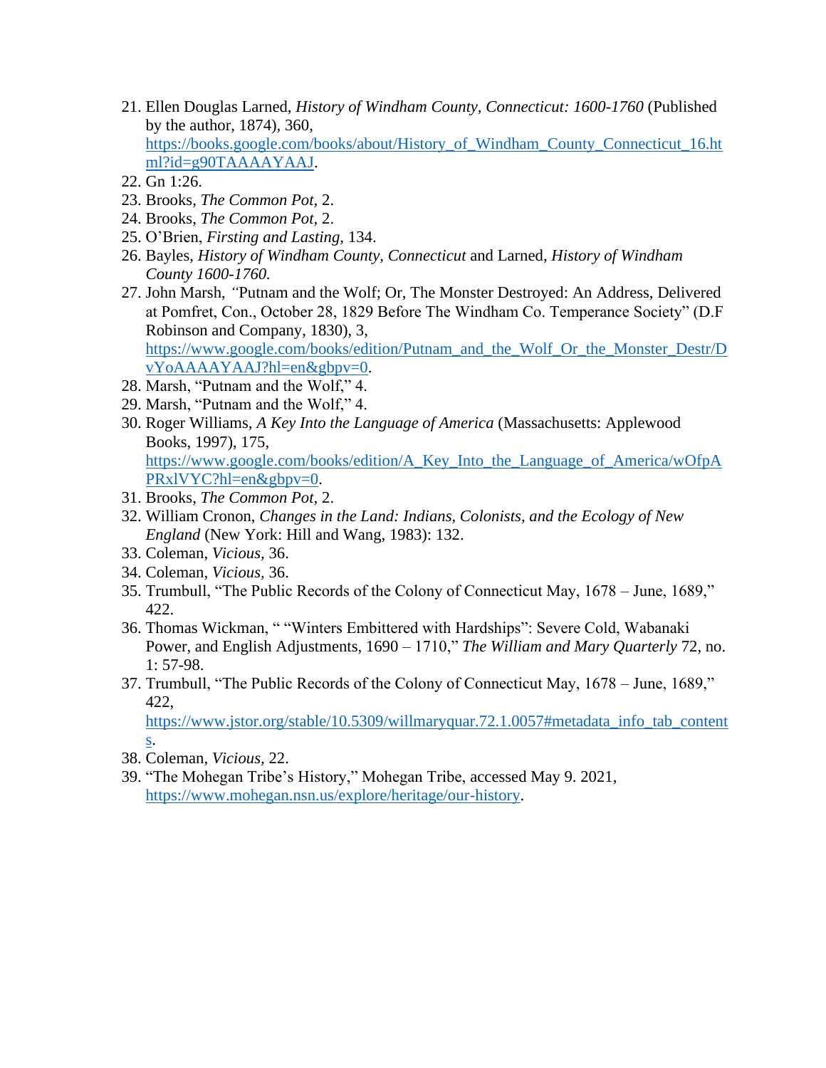21. Ellen Douglas Larned, *History of Windham County, Connecticut: 1600-1760* (Published by the author, 1874), 360, https://books.google.com/books/about/History_of_Windham_County_Connecticut_16.html?id=g90TAAAAYAAJ.
22. Gn 1:26.
23. Brooks, *The Common Pot,* 2.
24. Brooks, *The Common Pot,* 2.
25. O'Brien, *Firsting and Lasting,* 134.
26. Bayles, *History of Windham County, Connecticut* and Larned, *History of Windham County 1600-1760.*
27. John Marsh, *"*Putnam and the Wolf; Or, The Monster Destroyed: An Address, Delivered at Pomfret, Con., October 28, 1829 Before The Windham Co. Temperance Society" (D.F Robinson and Company, 1830), 3, https://www.google.com/books/edition/Putnam_and_the_Wolf_Or_the_Monster_Destr/DvYoAAAAYAAJ?hl=en&gbpv=0.
28. Marsh, "Putnam and the Wolf," 4.
29. Marsh, "Putnam and the Wolf," 4.
30. Roger Williams, *A Key Into the Language of America* (Massachusetts: Applewood Books, 1997), 175, https://www.google.com/books/edition/A_Key_Into_the_Language_of_America/wOfpAPRxlVYC?hl=en&gbpv=0.
31. Brooks, *The Common Pot,* 2.
32. William Cronon, *Changes in the Land: Indians, Colonists, and the Ecology of New England* (New York: Hill and Wang, 1983): 132.
33. Coleman, *Vicious,* 36.
34. Coleman, *Vicious,* 36.
35. Trumbull, "The Public Records of the Colony of Connecticut May, 1678 – June, 1689," 422.
36. Thomas Wickman, " "Winters Embittered with Hardships": Severe Cold, Wabanaki Power, and English Adjustments, 1690 – 1710," *The William and Mary Quarterly* 72, no. 1: 57-98.
37. Trumbull, "The Public Records of the Colony of Connecticut May, 1678 – June, 1689," 422, https://www.jstor.org/stable/10.5309/willmaryquar.72.1.0057#metadata_info_tab_contents.
38. Coleman, *Vicious,* 22.
39. "The Mohegan Tribe's History," Mohegan Tribe, accessed May 9. 2021, https://www.mohegan.nsn.us/explore/heritage/our-history.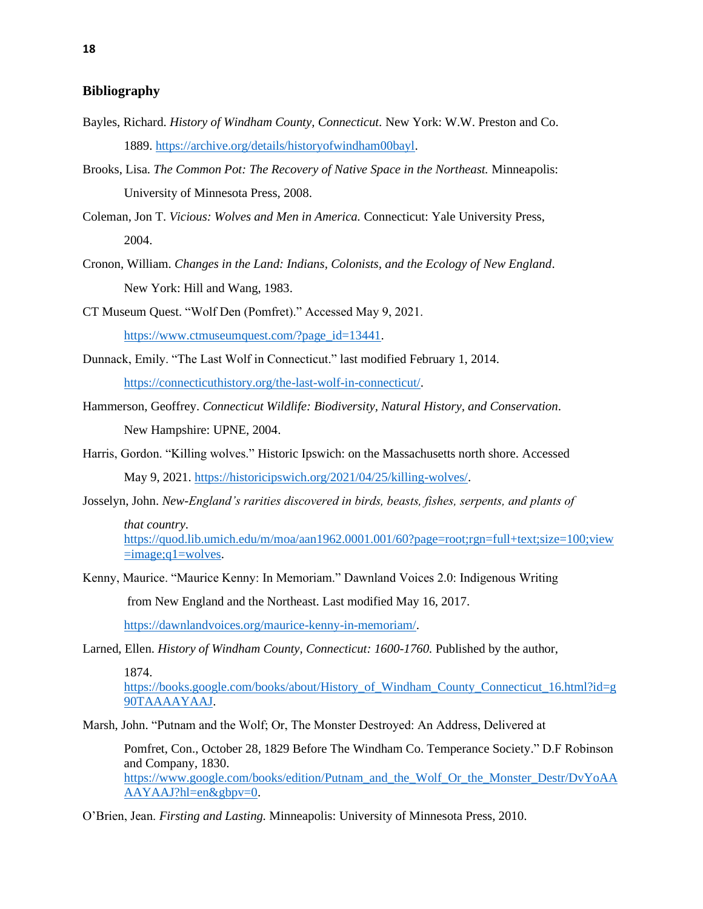## Bibliography

Bayles, Richard. *History of Windham County, Connecticut*. New York: W.W. Preston and Co. 1889. https://archive.org/details/historyofwindham00bayl.

Brooks, Lisa. *The Common Pot: The Recovery of Native Space in the Northeast.* Minneapolis: University of Minnesota Press, 2008.

Coleman, Jon T. *Vicious: Wolves and Men in America.* Connecticut: Yale University Press, 2004.

Cronon, William. *Changes in the Land: Indians, Colonists, and the Ecology of New England*. New York: Hill and Wang, 1983.

CT Museum Quest. "Wolf Den (Pomfret)." Accessed May 9, 2021. https://www.ctmuseumquest.com/?page_id=13441.

Dunnack, Emily. "The Last Wolf in Connecticut." last modified February 1, 2014. https://connecticuthistory.org/the-last-wolf-in-connecticut/.

Hammerson, Geoffrey. *Connecticut Wildlife: Biodiversity, Natural History, and Conservation*. New Hampshire: UPNE, 2004.

Harris, Gordon. "Killing wolves." Historic Ipswich: on the Massachusetts north shore. Accessed May 9, 2021. https://historicipswich.org/2021/04/25/killing-wolves/.

Josselyn, John. *New-England's rarities discovered in birds, beasts, fishes, serpents, and plants of that country*. https://quod.lib.umich.edu/m/moa/aan1962.0001.001/60?page=root;rgn=full+text;size=100;view=image;q1=wolves.

Kenny, Maurice. "Maurice Kenny: In Memoriam." Dawnland Voices 2.0: Indigenous Writing from New England and the Northeast. Last modified May 16, 2017. https://dawnlandvoices.org/maurice-kenny-in-memoriam/.

Larned, Ellen. *History of Windham County, Connecticut: 1600-1760.* Published by the author, 1874. https://books.google.com/books/about/History_of_Windham_County_Connecticut_16.html?id=g90TAAAAYAAJ.

Marsh, John. "Putnam and the Wolf; Or, The Monster Destroyed: An Address, Delivered at Pomfret, Con., October 28, 1829 Before The Windham Co. Temperance Society." D.F Robinson and Company, 1830. https://www.google.com/books/edition/Putnam_and_the_Wolf_Or_the_Monster_Destr/DvYoAAAAYAAJ?hl=en&gbpv=0.

O'Brien, Jean. *Firsting and Lasting.* Minneapolis: University of Minnesota Press, 2010.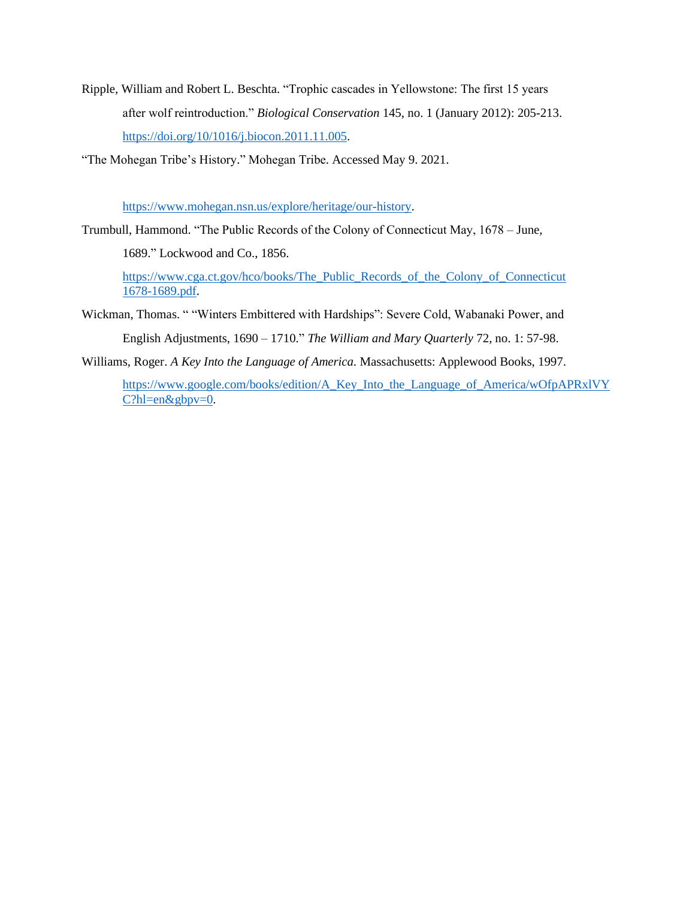Ripple, William and Robert L. Beschta. "Trophic cascades in Yellowstone: The first 15 years after wolf reintroduction." *Biological Conservation* 145, no. 1 (January 2012): 205-213. https://doi.org/10/1016/j.biocon.2011.11.005.

"The Mohegan Tribe's History." Mohegan Tribe. Accessed May 9. 2021.

https://www.mohegan.nsn.us/explore/heritage/our-history.

Trumbull, Hammond. "The Public Records of the Colony of Connecticut May, 1678 – June, 1689." Lockwood and Co., 1856.

https://www.cga.ct.gov/hco/books/The_Public_Records_of_the_Colony_of_Connecticut 1678-1689.pdf.

Wickman, Thomas. " "Winters Embittered with Hardships": Severe Cold, Wabanaki Power, and English Adjustments, 1690 – 1710." *The William and Mary Quarterly* 72, no. 1: 57-98.

Williams, Roger. *A Key Into the Language of America.* Massachusetts: Applewood Books, 1997.

https://www.google.com/books/edition/A_Key_Into_the_Language_of_America/wOfpAPRxlVYC?hl=en&gbpv=0.